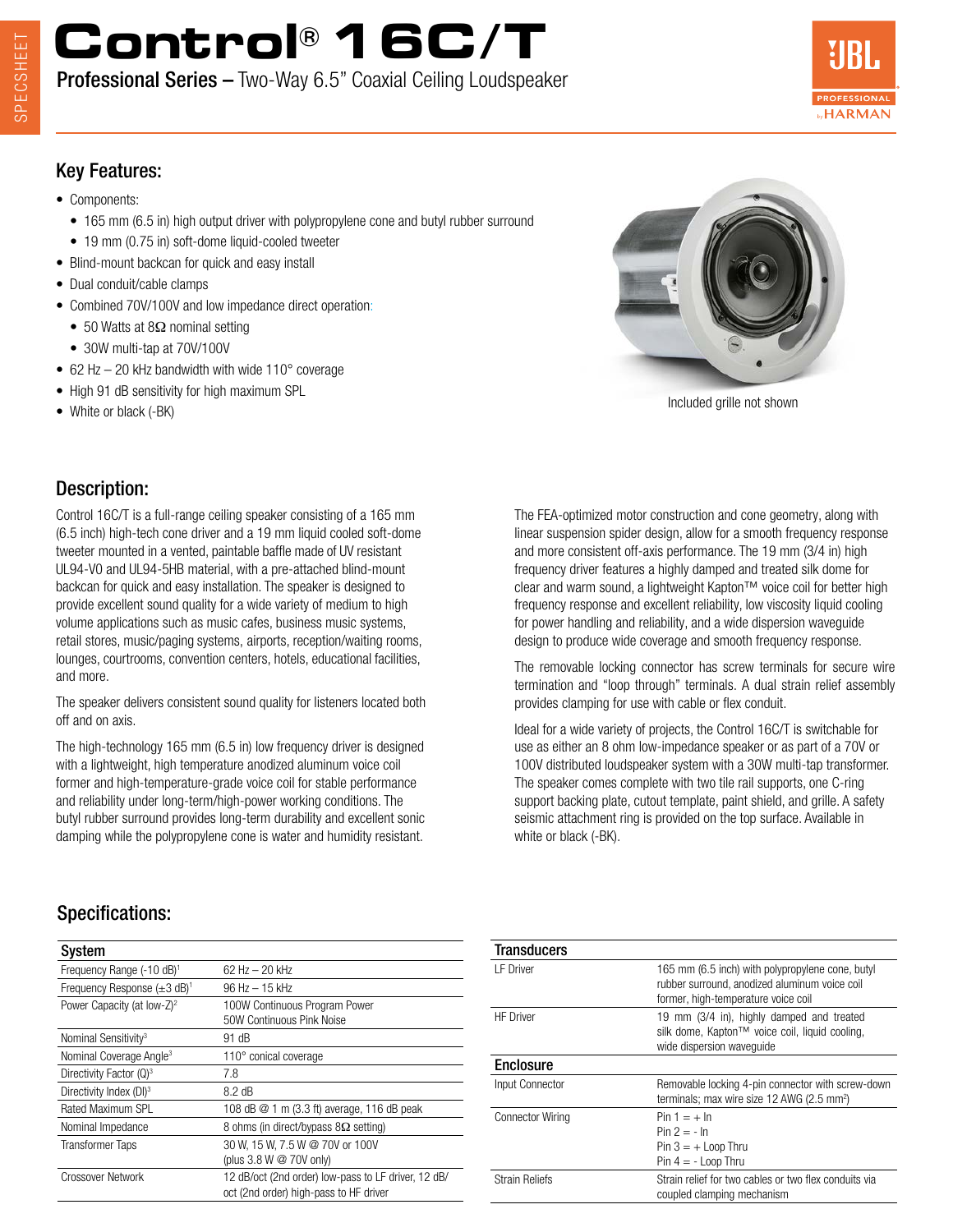# Control® 16C/T

**Professional Series –** Two-Way 6.5" Coaxial Ceiling Loudspeaker

## Key Features:

- Components:
  - 165 mm (6.5 in) high output driver with polypropylene cone and butyl rubber surround
  - 19 mm (0.75 in) soft-dome liquid-cooled tweeter
- Blind-mount backcan for quick and easy install
- Dual conduit/cable clamps
- Combined 70V/100V and low impedance direct operation:
  - 50 Watts at 8Ω nominal setting
  - 30W multi-tap at 70V/100V
- 62 Hz – 20 kHz bandwidth with wide 110° coverage
- High 91 dB sensitivity for high maximum SPL
- White or black (-BK)

Included grille not shown

## Description:

Control 16C/T is a full-range ceiling speaker consisting of a 165 mm (6.5 inch) high-tech cone driver and a 19 mm liquid cooled soft-dome tweeter mounted in a vented, paintable baffle made of UV resistant UL94-V0 and UL94-5HB material, with a pre-attached blind-mount backcan for quick and easy installation. The speaker is designed to provide excellent sound quality for a wide variety of medium to high volume applications such as music cafes, business music systems, retail stores, music/paging systems, airports, reception/waiting rooms, lounges, courtrooms, convention centers, hotels, educational facilities, and more.

The speaker delivers consistent sound quality for listeners located both off and on axis.

The high-technology 165 mm (6.5 in) low frequency driver is designed with a lightweight, high temperature anodized aluminum voice coil former and high-temperature-grade voice coil for stable performance and reliability under long-term/high-power working conditions. The butyl rubber surround provides long-term durability and excellent sonic damping while the polypropylene cone is water and humidity resistant.

The FEA-optimized motor construction and cone geometry, along with linear suspension spider design, allow for a smooth frequency response and more consistent off-axis performance. The 19 mm (3/4 in) high frequency driver features a highly damped and treated silk dome for clear and warm sound, a lightweight Kapton™ voice coil for better high frequency response and excellent reliability, low viscosity liquid cooling for power handling and reliability, and a wide dispersion waveguide design to produce wide coverage and smooth frequency response.

The removable locking connector has screw terminals for secure wire termination and "loop through" terminals. A dual strain relief assembly provides clamping for use with cable or flex conduit.

Ideal for a wide variety of projects, the Control 16C/T is switchable for use as either an 8 ohm low-impedance speaker or as part of a 70V or 100V distributed loudspeaker system with a 30W multi-tap transformer. The speaker comes complete with two tile rail supports, one C-ring support backing plate, cutout template, paint shield, and grille. A safety seismic attachment ring is provided on the top surface. Available in white or black (-BK).

## Specifications:

| System | |
|---|---|
| Frequency Range (-10 dB)[1] | 62 Hz – 20 kHz |
| Frequency Response (±3 dB)[1] | 96 Hz – 15 kHz |
| Power Capacity (at low-Z)[2] | 100W Continuous Program Power<br>50W Continuous Pink Noise |
| Nominal Sensitivity[3] | 91 dB |
| Nominal Coverage Angle[3] | 110° conical coverage |
| Directivity Factor (Q)[3] | 7.8 |
| Directivity Index (DI)[3] | 8.2 dB |
| Rated Maximum SPL | 108 dB @ 1 m (3.3 ft) average, 116 dB peak |
| Nominal Impedance | 8 ohms (in direct/bypass 8Ω setting) |
| Transformer Taps | 30 W, 15 W, 7.5 W @ 70V or 100V<br>(plus 3.8 W @ 70V only) |
| Crossover Network | 12 dB/oct (2nd order) low-pass to LF driver, 12 dB/oct (2nd order) high-pass to HF driver |

| Transducers | |
|---|---|
| LF Driver | 165 mm (6.5 inch) with polypropylene cone, butyl rubber surround, anodized aluminum voice coil former, high-temperature voice coil |
| HF Driver | 19 mm (3/4 in), highly damped and treated silk dome, Kapton™ voice coil, liquid cooling, wide dispersion waveguide |
| **Enclosure** | |
| Input Connector | Removable locking 4-pin connector with screw-down terminals; max wire size 12 AWG (2.5 mm²) |
| Connector Wiring | Pin 1 = + In<br>Pin 2 = - In<br>Pin 3 = + Loop Thru<br>Pin 4 = - Loop Thru |
| Strain Reliefs | Strain relief for two cables or two flex conduits via coupled clamping mechanism |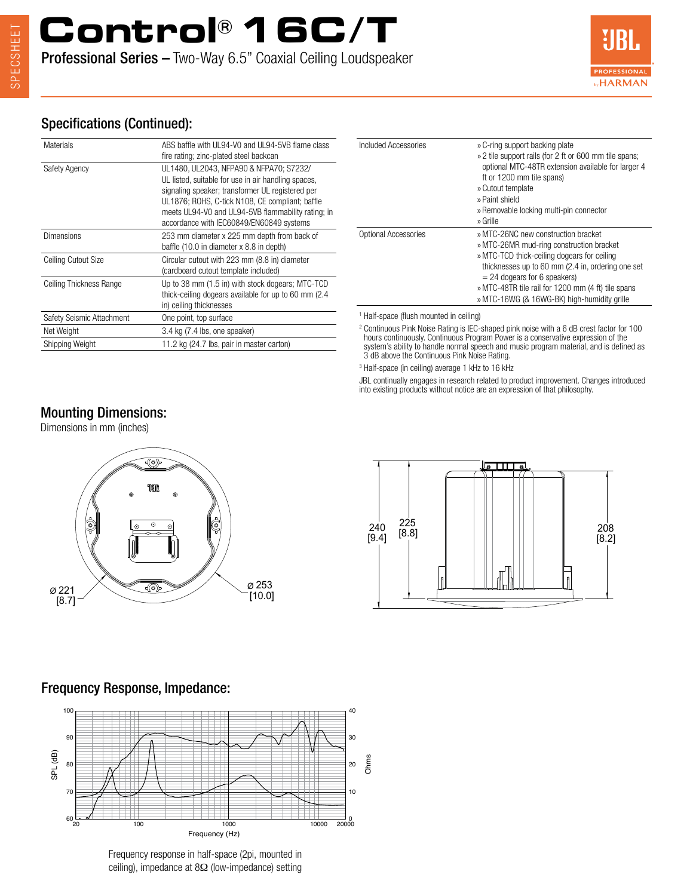# Control® 16C/T

Professional Series – Two-Way 6.5" Coaxial Ceiling Loudspeaker

## Specifications (Continued):

| | |
|---|---|
| Materials | ABS baffle with UL94-V0 and UL94-5VB flame class fire rating; zinc-plated steel backcan |
| Safety Agency | UL1480, UL2043, NFPA90 & NFPA70; S7232/ UL listed, suitable for use in air handling spaces, signaling speaker; transformer UL registered per UL1876; ROHS, C-tick N108, CE compliant; baffle meets UL94-V0 and UL94-5VB flammability rating; in accordance with IEC60849/EN60849 systems |
| Dimensions | 253 mm diameter x 225 mm depth from back of baffle (10.0 in diameter x 8.8 in depth) |
| Ceiling Cutout Size | Circular cutout with 223 mm (8.8 in) diameter (cardboard cutout template included) |
| Ceiling Thickness Range | Up to 38 mm (1.5 in) with stock dogears; MTC-TCD thick-ceiling dogears available for up to 60 mm (2.4 in) ceiling thicknesses |
| Safety Seismic Attachment | One point, top surface |
| Net Weight | 3.4 kg (7.4 lbs, one speaker) |
| Shipping Weight | 11.2 kg (24.7 lbs, pair in master carton) |
| Included Accessories | » C-ring support backing plate<br>» 2 tile support rails (for 2 ft or 600 mm tile spans; optional MTC-48TR extension available for larger 4 ft or 1200 mm tile spans)<br>» Cutout template<br>» Paint shield<br>» Removable locking multi-pin connector<br>» Grille |
| Optional Accessories | » MTC-26NC new construction bracket<br>» MTC-26MR mud-ring construction bracket<br>» MTC-TCD thick-ceiling dogears for ceiling thicknesses up to 60 mm (2.4 in, ordering one set = 24 dogears for 6 speakers)<br>» MTC-48TR tile rail for 1200 mm (4 ft) tile spans<br>» MTC-16WG (& 16WG-BK) high-humidity grille |

[1] Half-space (flush mounted in ceiling)

[2] Continuous Pink Noise Rating is IEC-shaped pink noise with a 6 dB crest factor for 100 hours continuously. Continuous Program Power is a conservative expression of the system's ability to handle normal speech and music program material, and is defined as 3 dB above the Continuous Pink Noise Rating.

[3] Half-space (in ceiling) average 1 kHz to 16 kHz

JBL continually engages in research related to product improvement. Changes introduced into existing products without notice are an expression of that philosophy.

## Mounting Dimensions:

Dimensions in mm (inches)

ø 221
[8.7]

ø 253
[10.0]

240
[9.4]

225
[8.8]

208
[8.2]

## Frequency Response, Impedance:

SPL (dB)
100
90
80
70
60

Ohms
40
30
20
10
0

20 100 1000 10000 20000
Frequency (Hz)

Frequency response in half-space (2pi, mounted in ceiling), impedance at 8Ω (low-impedance) setting